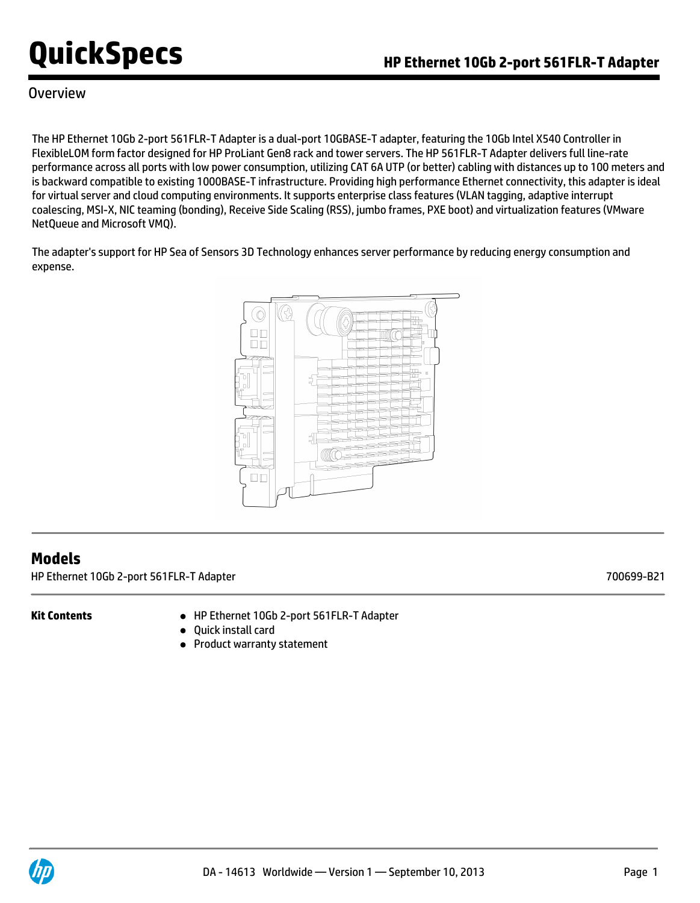# QuickSpecs

## HP Ethernet 10Gb 2-port 561FLR-T Adapter

### Overview

The HP Ethernet 10Gb 2-port 561FLR-T Adapter is a dual-port 10GBASE-T adapter, featuring the 10Gb Intel X540 Controller in FlexibleLOM form factor designed for HP ProLiant Gen8 rack and tower servers. The HP 561FLR-T Adapter delivers full line-rate performance across all ports with low power consumption, utilizing CAT 6A UTP (or better) cabling with distances up to 100 meters and is backward compatible to existing 1000BASE-T infrastructure. Providing high performance Ethernet connectivity, this adapter is ideal for virtual server and cloud computing environments. It supports enterprise class features (VLAN tagging, adaptive interrupt coalescing, MSI-X, NIC teaming (bonding), Receive Side Scaling (RSS), jumbo frames, PXE boot) and virtualization features (VMware NetQueue and Microsoft VMQ).

The adapter's support for HP Sea of Sensors 3D Technology enhances server performance by reducing energy consumption and expense.

## Models

| | |
|---|---|
| HP Ethernet 10Gb 2-port 561FLR-T Adapter | 700699-B21 |

**Kit Contents**

- HP Ethernet 10Gb 2-port 561FLR-T Adapter
- Quick install card
- Product warranty statement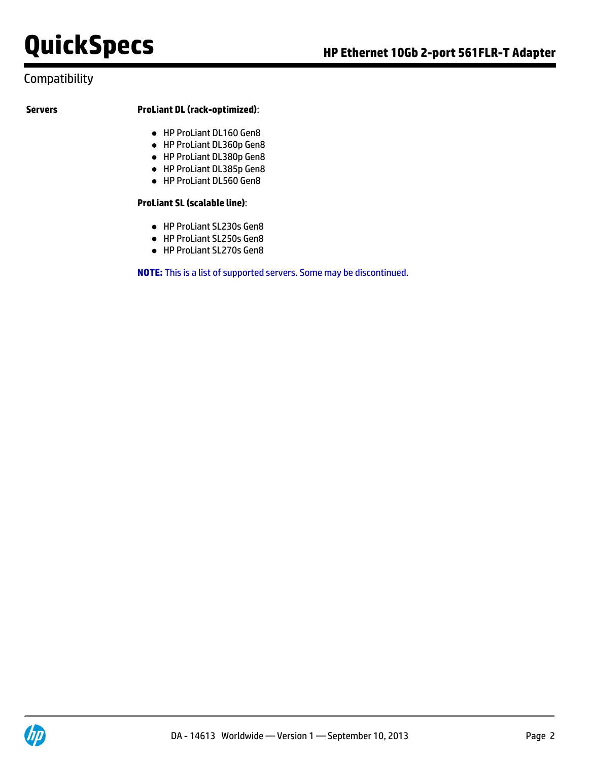## Compatibility

**Servers**

**ProLiant DL (rack-optimized)**:

- HP ProLiant DL160 Gen8
- HP ProLiant DL360p Gen8
- HP ProLiant DL380p Gen8
- HP ProLiant DL385p Gen8
- HP ProLiant DL560 Gen8

**ProLiant SL (scalable line)**:

- HP ProLiant SL230s Gen8
- HP ProLiant SL250s Gen8
- HP ProLiant SL270s Gen8

**NOTE:** This is a list of supported servers. Some may be discontinued.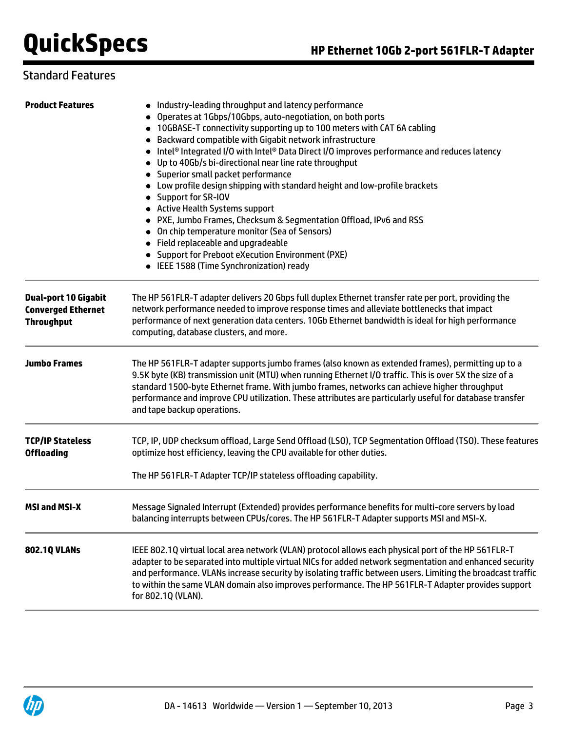## Standard Features

**Product Features**

- Industry-leading throughput and latency performance
- Operates at 1Gbps/10Gbps, auto-negotiation, on both ports
- 10GBASE-T connectivity supporting up to 100 meters with CAT 6A cabling
- Backward compatible with Gigabit network infrastructure
- Intel® Integrated I/O with Intel® Data Direct I/O improves performance and reduces latency
- Up to 40Gb/s bi-directional near line rate throughput
- Superior small packet performance
- Low profile design shipping with standard height and low-profile brackets
- Support for SR-IOV
- Active Health Systems support
- PXE, Jumbo Frames, Checksum & Segmentation Offload, IPv6 and RSS
- On chip temperature monitor (Sea of Sensors)
- Field replaceable and upgradeable
- Support for Preboot eXecution Environment (PXE)
- IEEE 1588 (Time Synchronization) ready

**Dual-port 10 Gigabit Converged Ethernet Throughput**

The HP 561FLR-T adapter delivers 20 Gbps full duplex Ethernet transfer rate per port, providing the network performance needed to improve response times and alleviate bottlenecks that impact performance of next generation data centers. 10Gb Ethernet bandwidth is ideal for high performance computing, database clusters, and more.

**Jumbo Frames**

The HP 561FLR-T adapter supports jumbo frames (also known as extended frames), permitting up to a 9.5K byte (KB) transmission unit (MTU) when running Ethernet I/O traffic. This is over 5X the size of a standard 1500-byte Ethernet frame. With jumbo frames, networks can achieve higher throughput performance and improve CPU utilization. These attributes are particularly useful for database transfer and tape backup operations.

**TCP/IP Stateless Offloading**

TCP, IP, UDP checksum offload, Large Send Offload (LSO), TCP Segmentation Offload (TSO). These features optimize host efficiency, leaving the CPU available for other duties.

The HP 561FLR-T Adapter TCP/IP stateless offloading capability.

**MSI and MSI-X**

Message Signaled Interrupt (Extended) provides performance benefits for multi-core servers by load balancing interrupts between CPUs/cores. The HP 561FLR-T Adapter supports MSI and MSI-X.

**802.1Q VLANs**

IEEE 802.1Q virtual local area network (VLAN) protocol allows each physical port of the HP 561FLR-T adapter to be separated into multiple virtual NICs for added network segmentation and enhanced security and performance. VLANs increase security by isolating traffic between users. Limiting the broadcast traffic to within the same VLAN domain also improves performance. The HP 561FLR-T Adapter provides support for 802.1Q (VLAN).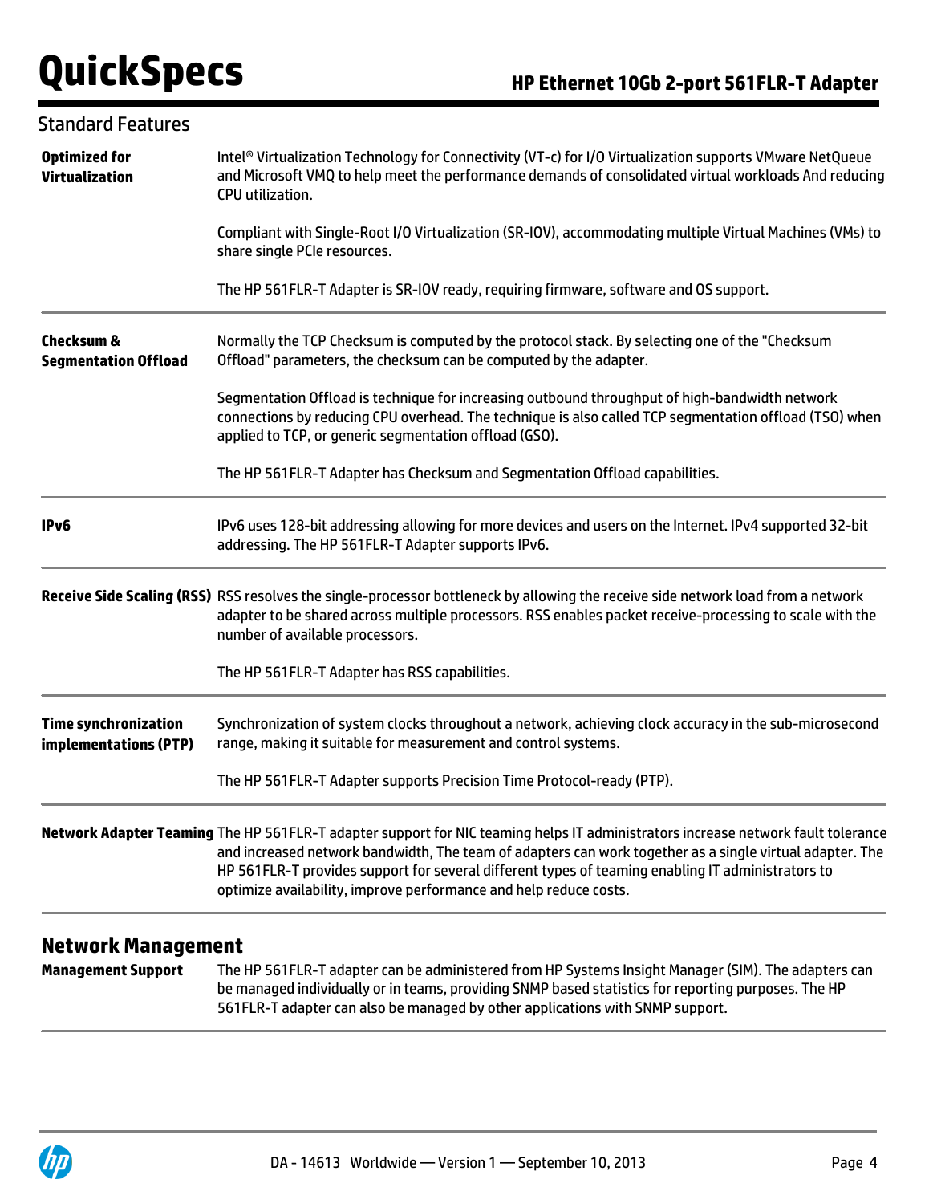## Standard Features

| | |
|---|---|
| **Optimized for Virtualization** | Intel® Virtualization Technology for Connectivity (VT-c) for I/O Virtualization supports VMware NetQueue and Microsoft VMQ to help meet the performance demands of consolidated virtual workloads And reducing CPU utilization.<br><br>Compliant with Single-Root I/O Virtualization (SR-IOV), accommodating multiple Virtual Machines (VMs) to share single PCIe resources.<br><br>The HP 561FLR-T Adapter is SR-IOV ready, requiring firmware, software and OS support. |
| **Checksum & Segmentation Offload** | Normally the TCP Checksum is computed by the protocol stack. By selecting one of the "Checksum Offload" parameters, the checksum can be computed by the adapter.<br><br>Segmentation Offload is technique for increasing outbound throughput of high-bandwidth network connections by reducing CPU overhead. The technique is also called TCP segmentation offload (TSO) when applied to TCP, or generic segmentation offload (GSO).<br><br>The HP 561FLR-T Adapter has Checksum and Segmentation Offload capabilities. |
| **IPv6** | IPv6 uses 128-bit addressing allowing for more devices and users on the Internet. IPv4 supported 32-bit addressing. The HP 561FLR-T Adapter supports IPv6. |
| **Receive Side Scaling (RSS)** | RSS resolves the single-processor bottleneck by allowing the receive side network load from a network adapter to be shared across multiple processors. RSS enables packet receive-processing to scale with the number of available processors.<br><br>The HP 561FLR-T Adapter has RSS capabilities. |
| **Time synchronization implementations (PTP)** | Synchronization of system clocks throughout a network, achieving clock accuracy in the sub-microsecond range, making it suitable for measurement and control systems.<br><br>The HP 561FLR-T Adapter supports Precision Time Protocol-ready (PTP). |
| **Network Adapter Teaming** | The HP 561FLR-T adapter support for NIC teaming helps IT administrators increase network fault tolerance and increased network bandwidth, The team of adapters can work together as a single virtual adapter. The HP 561FLR-T provides support for several different types of teaming enabling IT administrators to optimize availability, improve performance and help reduce costs. |

## Network Management

| | |
|---|---|
| **Management Support** | The HP 561FLR-T adapter can be administered from HP Systems Insight Manager (SIM). The adapters can be managed individually or in teams, providing SNMP based statistics for reporting purposes. The HP 561FLR-T adapter can also be managed by other applications with SNMP support. |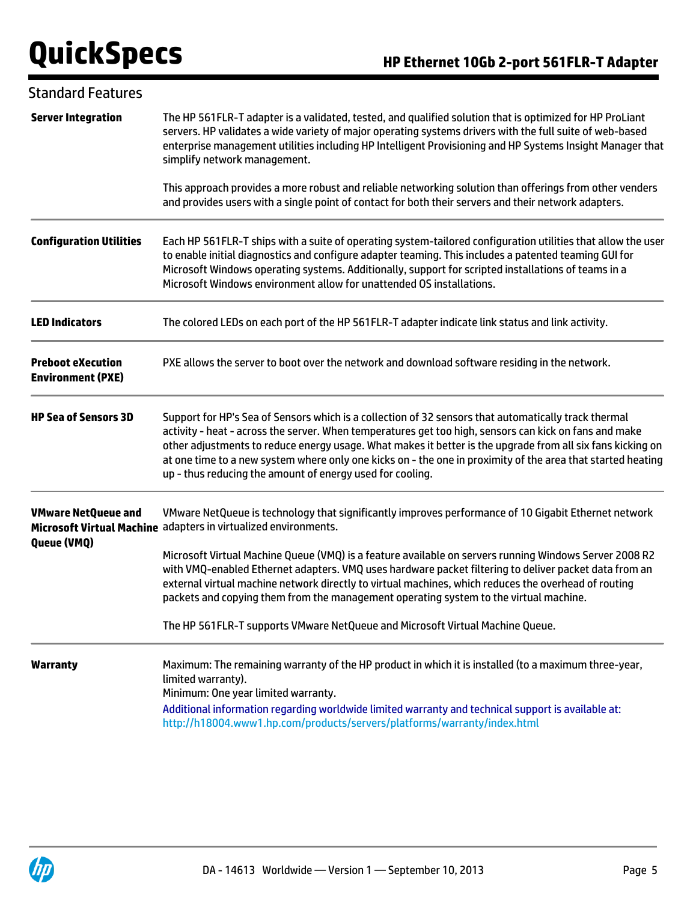## Standard Features

| | |
|---|---|
| **Server Integration** | The HP 561FLR-T adapter is a validated, tested, and qualified solution that is optimized for HP ProLiant servers. HP validates a wide variety of major operating systems drivers with the full suite of web-based enterprise management utilities including HP Intelligent Provisioning and HP Systems Insight Manager that simplify network management.<br><br>This approach provides a more robust and reliable networking solution than offerings from other venders and provides users with a single point of contact for both their servers and their network adapters. |
| **Configuration Utilities** | Each HP 561FLR-T ships with a suite of operating system-tailored configuration utilities that allow the user to enable initial diagnostics and configure adapter teaming. This includes a patented teaming GUI for Microsoft Windows operating systems. Additionally, support for scripted installations of teams in a Microsoft Windows environment allow for unattended OS installations. |
| **LED Indicators** | The colored LEDs on each port of the HP 561FLR-T adapter indicate link status and link activity. |
| **Preboot eXecution Environment (PXE)** | PXE allows the server to boot over the network and download software residing in the network. |
| **HP Sea of Sensors 3D** | Support for HP's Sea of Sensors which is a collection of 32 sensors that automatically track thermal activity - heat - across the server. When temperatures get too high, sensors can kick on fans and make other adjustments to reduce energy usage. What makes it better is the upgrade from all six fans kicking on at one time to a new system where only one kicks on - the one in proximity of the area that started heating up - thus reducing the amount of energy used for cooling. |
| **VMware NetQueue and Microsoft Virtual Machine Queue (VMQ)** | VMware NetQueue is technology that significantly improves performance of 10 Gigabit Ethernet network adapters in virtualized environments.<br><br>Microsoft Virtual Machine Queue (VMQ) is a feature available on servers running Windows Server 2008 R2 with VMQ-enabled Ethernet adapters. VMQ uses hardware packet filtering to deliver packet data from an external virtual machine network directly to virtual machines, which reduces the overhead of routing packets and copying them from the management operating system to the virtual machine.<br><br>The HP 561FLR-T supports VMware NetQueue and Microsoft Virtual Machine Queue. |
| **Warranty** | Maximum: The remaining warranty of the HP product in which it is installed (to a maximum three-year, limited warranty).<br>Minimum: One year limited warranty.<br>Additional information regarding worldwide limited warranty and technical support is available at: http://h18004.www1.hp.com/products/servers/platforms/warranty/index.html |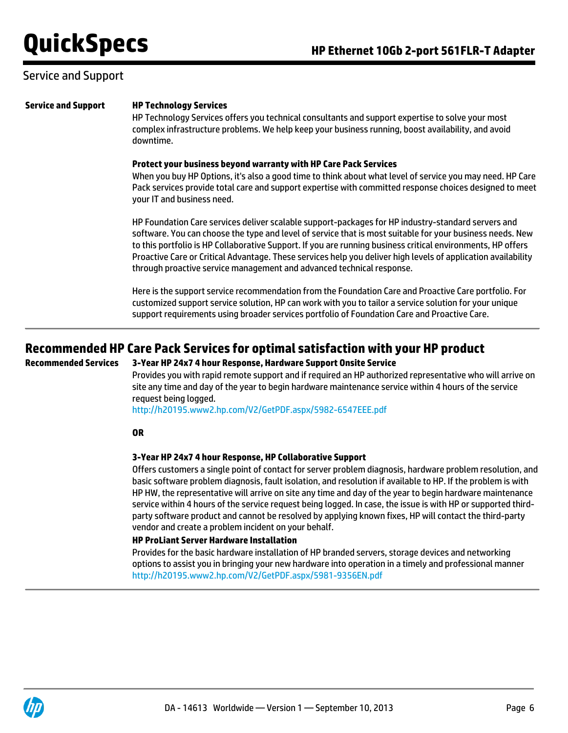## Service and Support

**Service and Support**

**HP Technology Services**

HP Technology Services offers you technical consultants and support expertise to solve your most complex infrastructure problems. We help keep your business running, boost availability, and avoid downtime.

**Protect your business beyond warranty with HP Care Pack Services**

When you buy HP Options, it's also a good time to think about what level of service you may need. HP Care Pack services provide total care and support expertise with committed response choices designed to meet your IT and business need.

HP Foundation Care services deliver scalable support-packages for HP industry-standard servers and software. You can choose the type and level of service that is most suitable for your business needs. New to this portfolio is HP Collaborative Support. If you are running business critical environments, HP offers Proactive Care or Critical Advantage. These services help you deliver high levels of application availability through proactive service management and advanced technical response.

Here is the support service recommendation from the Foundation Care and Proactive Care portfolio. For customized support service solution, HP can work with you to tailor a service solution for your unique support requirements using broader services portfolio of Foundation Care and Proactive Care.

## Recommended HP Care Pack Services for optimal satisfaction with your HP product

**Recommended Services**

**3-Year HP 24x7 4 hour Response, Hardware Support Onsite Service**

Provides you with rapid remote support and if required an HP authorized representative who will arrive on site any time and day of the year to begin hardware maintenance service within 4 hours of the service request being logged.

http://h20195.www2.hp.com/V2/GetPDF.aspx/5982-6547EEE.pdf

**OR**

**3-Year HP 24x7 4 hour Response, HP Collaborative Support**

Offers customers a single point of contact for server problem diagnosis, hardware problem resolution, and basic software problem diagnosis, fault isolation, and resolution if available to HP. If the problem is with HP HW, the representative will arrive on site any time and day of the year to begin hardware maintenance service within 4 hours of the service request being logged. In case, the issue is with HP or supported third-party software product and cannot be resolved by applying known fixes, HP will contact the third-party vendor and create a problem incident on your behalf.

**HP ProLiant Server Hardware Installation**

Provides for the basic hardware installation of HP branded servers, storage devices and networking options to assist you in bringing your new hardware into operation in a timely and professional manner

http://h20195.www2.hp.com/V2/GetPDF.aspx/5981-9356EN.pdf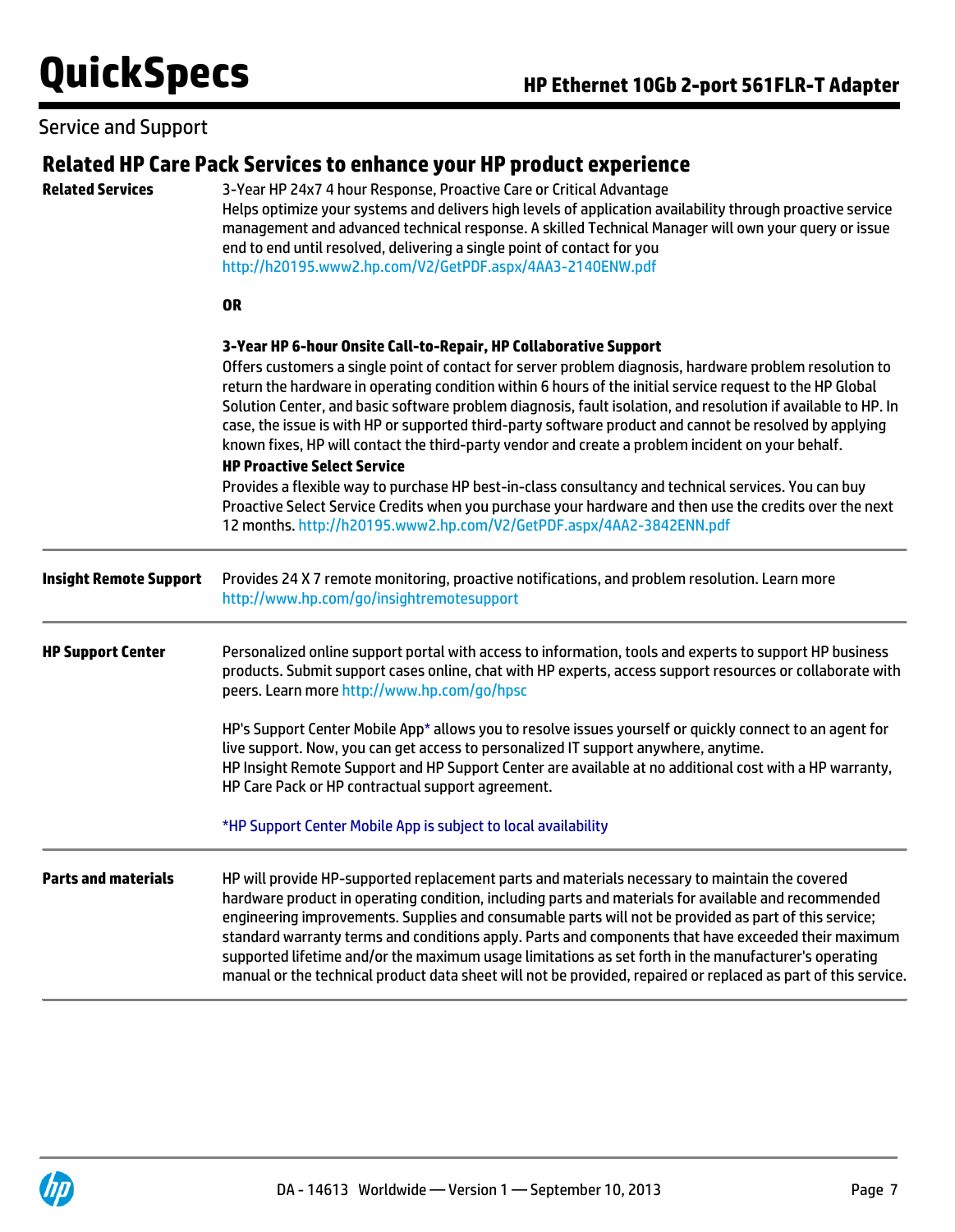## Service and Support

### Related HP Care Pack Services to enhance your HP product experience

**Related Services**

3-Year HP 24x7 4 hour Response, Proactive Care or Critical Advantage
Helps optimize your systems and delivers high levels of application availability through proactive service management and advanced technical response. A skilled Technical Manager will own your query or issue end to end until resolved, delivering a single point of contact for you
http://h20195.www2.hp.com/V2/GetPDF.aspx/4AA3-2140ENW.pdf

**OR**

**3-Year HP 6-hour Onsite Call-to-Repair, HP Collaborative Support**
Offers customers a single point of contact for server problem diagnosis, hardware problem resolution to return the hardware in operating condition within 6 hours of the initial service request to the HP Global Solution Center, and basic software problem diagnosis, fault isolation, and resolution if available to HP. In case, the issue is with HP or supported third-party software product and cannot be resolved by applying known fixes, HP will contact the third-party vendor and create a problem incident on your behalf.

**HP Proactive Select Service**
Provides a flexible way to purchase HP best-in-class consultancy and technical services. You can buy Proactive Select Service Credits when you purchase your hardware and then use the credits over the next 12 months. http://h20195.www2.hp.com/V2/GetPDF.aspx/4AA2-3842ENN.pdf

**Insight Remote Support**

Provides 24 X 7 remote monitoring, proactive notifications, and problem resolution. Learn more http://www.hp.com/go/insightremotesupport

**HP Support Center**

Personalized online support portal with access to information, tools and experts to support HP business products. Submit support cases online, chat with HP experts, access support resources or collaborate with peers. Learn more http://www.hp.com/go/hpsc

HP's Support Center Mobile App* allows you to resolve issues yourself or quickly connect to an agent for live support. Now, you can get access to personalized IT support anywhere, anytime.
HP Insight Remote Support and HP Support Center are available at no additional cost with a HP warranty, HP Care Pack or HP contractual support agreement.

*HP Support Center Mobile App is subject to local availability

**Parts and materials**

HP will provide HP-supported replacement parts and materials necessary to maintain the covered hardware product in operating condition, including parts and materials for available and recommended engineering improvements. Supplies and consumable parts will not be provided as part of this service; standard warranty terms and conditions apply. Parts and components that have exceeded their maximum supported lifetime and/or the maximum usage limitations as set forth in the manufacturer's operating manual or the technical product data sheet will not be provided, repaired or replaced as part of this service.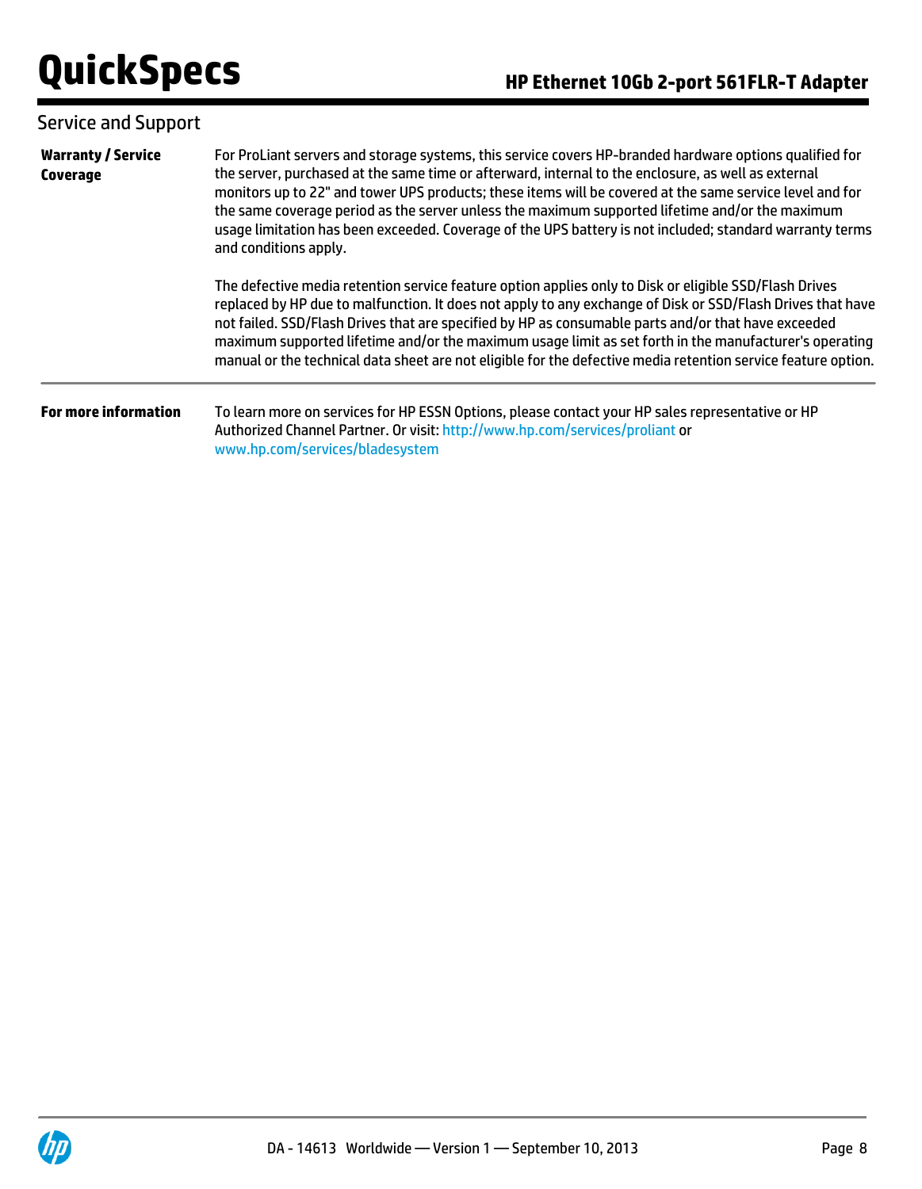## Service and Support

**Warranty / Service Coverage**

For ProLiant servers and storage systems, this service covers HP-branded hardware options qualified for the server, purchased at the same time or afterward, internal to the enclosure, as well as external monitors up to 22" and tower UPS products; these items will be covered at the same service level and for the same coverage period as the server unless the maximum supported lifetime and/or the maximum usage limitation has been exceeded. Coverage of the UPS battery is not included; standard warranty terms and conditions apply.

The defective media retention service feature option applies only to Disk or eligible SSD/Flash Drives replaced by HP due to malfunction. It does not apply to any exchange of Disk or SSD/Flash Drives that have not failed. SSD/Flash Drives that are specified by HP as consumable parts and/or that have exceeded maximum supported lifetime and/or the maximum usage limit as set forth in the manufacturer's operating manual or the technical data sheet are not eligible for the defective media retention service feature option.

**For more information**

To learn more on services for HP ESSN Options, please contact your HP sales representative or HP Authorized Channel Partner. Or visit: http://www.hp.com/services/proliant or www.hp.com/services/bladesystem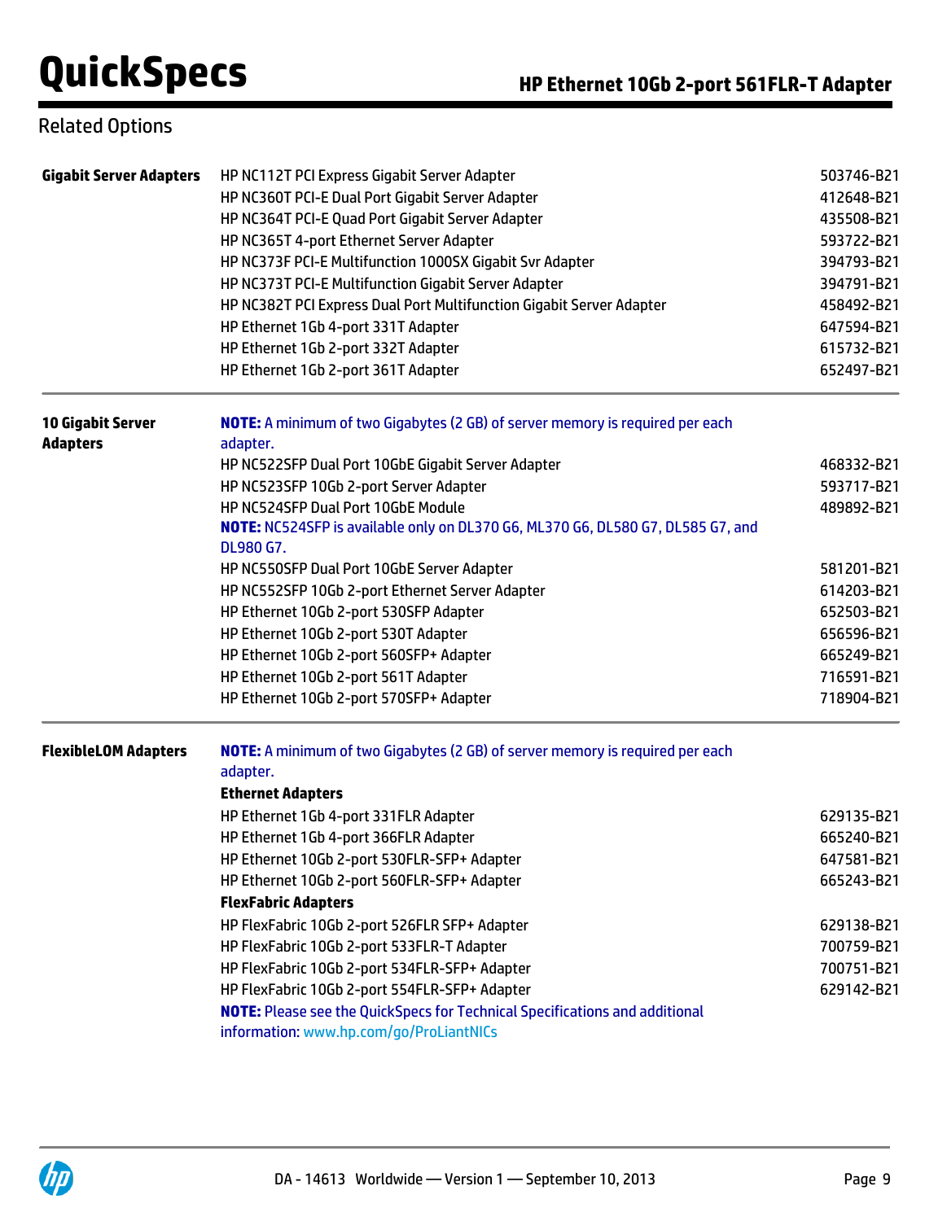## Related Options

| | | |
|---|---|---|
| **Gigabit Server Adapters** | HP NC112T PCI Express Gigabit Server Adapter | 503746-B21 |
| | HP NC360T PCI-E Dual Port Gigabit Server Adapter | 412648-B21 |
| | HP NC364T PCI-E Quad Port Gigabit Server Adapter | 435508-B21 |
| | HP NC365T 4-port Ethernet Server Adapter | 593722-B21 |
| | HP NC373F PCI-E Multifunction 1000SX Gigabit Svr Adapter | 394793-B21 |
| | HP NC373T PCI-E Multifunction Gigabit Server Adapter | 394791-B21 |
| | HP NC382T PCI Express Dual Port Multifunction Gigabit Server Adapter | 458492-B21 |
| | HP Ethernet 1Gb 4-port 331T Adapter | 647594-B21 |
| | HP Ethernet 1Gb 2-port 332T Adapter | 615732-B21 |
| | HP Ethernet 1Gb 2-port 361T Adapter | 652497-B21 |
| **10 Gigabit Server Adapters** | **NOTE:** A minimum of two Gigabytes (2 GB) of server memory is required per each adapter. | |
| | HP NC522SFP Dual Port 10GbE Gigabit Server Adapter | 468332-B21 |
| | HP NC523SFP 10Gb 2-port Server Adapter | 593717-B21 |
| | HP NC524SFP Dual Port 10GbE Module | 489892-B21 |
| | **NOTE:** NC524SFP is available only on DL370 G6, ML370 G6, DL580 G7, DL585 G7, and DL980 G7. | |
| | HP NC550SFP Dual Port 10GbE Server Adapter | 581201-B21 |
| | HP NC552SFP 10Gb 2-port Ethernet Server Adapter | 614203-B21 |
| | HP Ethernet 10Gb 2-port 530SFP Adapter | 652503-B21 |
| | HP Ethernet 10Gb 2-port 530T Adapter | 656596-B21 |
| | HP Ethernet 10Gb 2-port 560SFP+ Adapter | 665249-B21 |
| | HP Ethernet 10Gb 2-port 561T Adapter | 716591-B21 |
| | HP Ethernet 10Gb 2-port 570SFP+ Adapter | 718904-B21 |
| **FlexibleLOM Adapters** | **NOTE:** A minimum of two Gigabytes (2 GB) of server memory is required per each adapter. | |
| | **Ethernet Adapters** | |
| | HP Ethernet 1Gb 4-port 331FLR Adapter | 629135-B21 |
| | HP Ethernet 1Gb 4-port 366FLR Adapter | 665240-B21 |
| | HP Ethernet 10Gb 2-port 530FLR-SFP+ Adapter | 647581-B21 |
| | HP Ethernet 10Gb 2-port 560FLR-SFP+ Adapter | 665243-B21 |
| | **FlexFabric Adapters** | |
| | HP FlexFabric 10Gb 2-port 526FLR SFP+ Adapter | 629138-B21 |
| | HP FlexFabric 10Gb 2-port 533FLR-T Adapter | 700759-B21 |
| | HP FlexFabric 10Gb 2-port 534FLR-SFP+ Adapter | 700751-B21 |
| | HP FlexFabric 10Gb 2-port 554FLR-SFP+ Adapter | 629142-B21 |
| | **NOTE:** Please see the QuickSpecs for Technical Specifications and additional information: www.hp.com/go/ProLiantNICs | |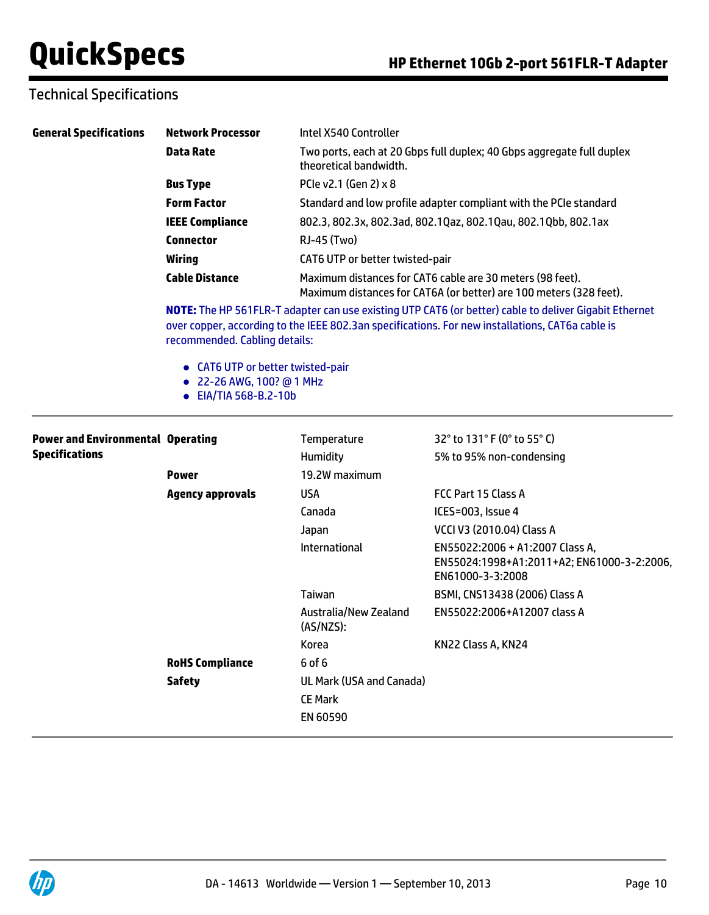## Technical Specifications

| General Specifications | | |
|---|---|---|
| | **Network Processor** | Intel X540 Controller |
| | **Data Rate** | Two ports, each at 20 Gbps full duplex; 40 Gbps aggregate full duplex theoretical bandwidth. |
| | **Bus Type** | PCIe v2.1 (Gen 2) x 8 |
| | **Form Factor** | Standard and low profile adapter compliant with the PCIe standard |
| | **IEEE Compliance** | 802.3, 802.3x, 802.3ad, 802.1Qaz, 802.1Qau, 802.1Qbb, 802.1ax |
| | **Connector** | RJ-45 (Two) |
| | **Wiring** | CAT6 UTP or better twisted-pair |
| | **Cable Distance** | Maximum distances for CAT6 cable are 30 meters (98 feet).<br>Maximum distances for CAT6A (or better) are 100 meters (328 feet). |

**NOTE:** The HP 561FLR-T adapter can use existing UTP CAT6 (or better) cable to deliver Gigabit Ethernet over copper, according to the IEEE 802.3an specifications. For new installations, CAT6a cable is recommended. Cabling details:

- CAT6 UTP or better twisted-pair
- 22-26 AWG, 100? @ 1 MHz
- EIA/TIA 568-B.2-10b

| Power and Environmental Specifications | | | |
|---|---|---|---|
| | **Operating** | Temperature | 32° to 131° F (0° to 55° C) |
| | | Humidity | 5% to 95% non-condensing |
| | **Power** | 19.2W maximum | |
| | **Agency approvals** | USA | FCC Part 15 Class A |
| | | Canada | ICES=003, Issue 4 |
| | | Japan | VCCI V3 (2010.04) Class A |
| | | International | EN55022:2006 + A1:2007 Class A, EN55024:1998+A1:2011+A2; EN61000-3-2:2006, EN61000-3-3:2008 |
| | | Taiwan | BSMI, CNS13438 (2006) Class A |
| | | Australia/New Zealand (AS/NZS): | EN55022:2006+A12007 class A |
| | | Korea | KN22 Class A, KN24 |
| | **RoHS Compliance** | 6 of 6 | |
| | **Safety** | UL Mark (USA and Canada) | |
| | | CE Mark | |
| | | EN 60590 | |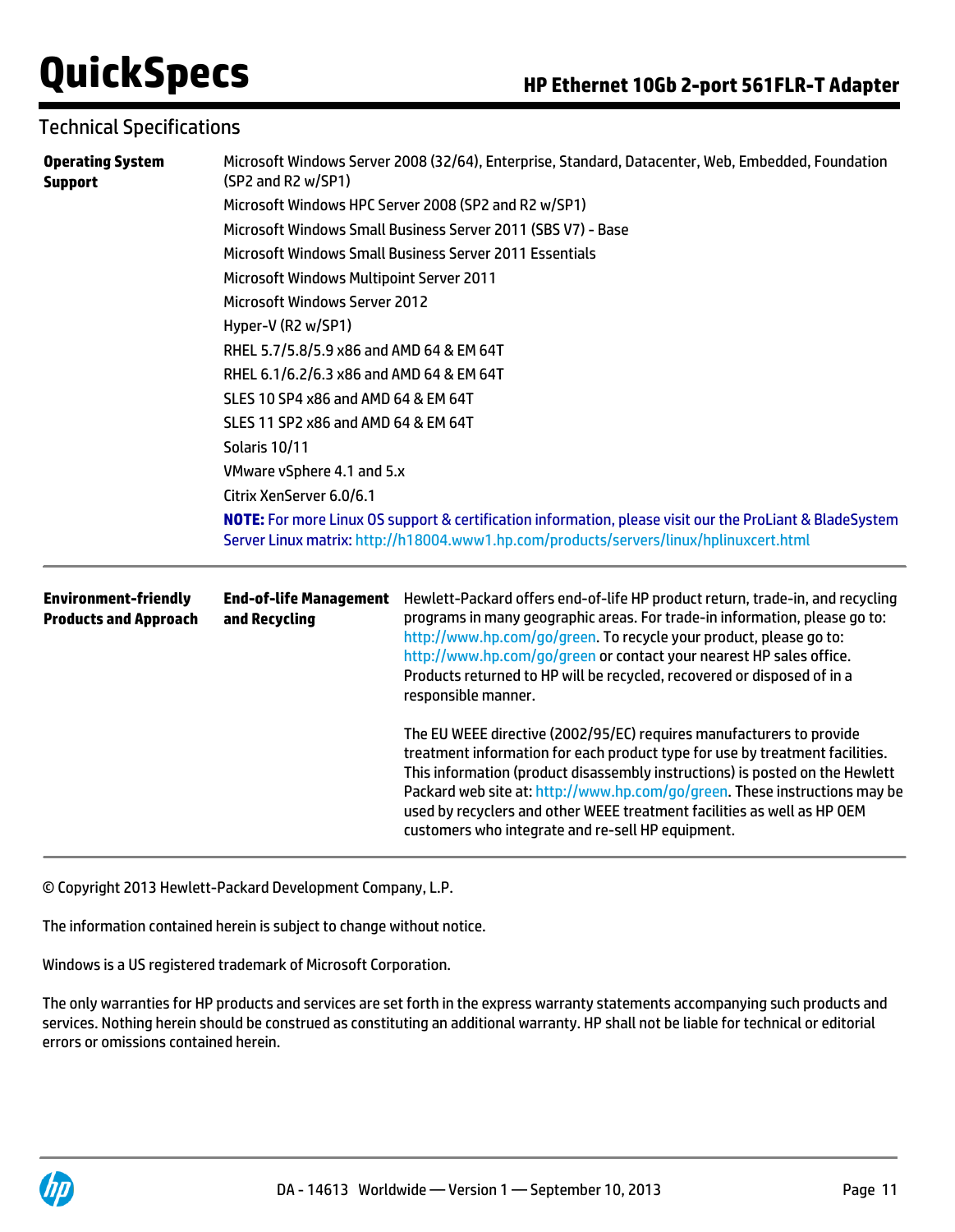## Technical Specifications

| | | |
|---|---|---|
| **Operating System Support** | Microsoft Windows Server 2008 (32/64), Enterprise, Standard, Datacenter, Web, Embedded, Foundation (SP2 and R2 w/SP1)<br>Microsoft Windows HPC Server 2008 (SP2 and R2 w/SP1)<br>Microsoft Windows Small Business Server 2011 (SBS V7) - Base<br>Microsoft Windows Small Business Server 2011 Essentials<br>Microsoft Windows Multipoint Server 2011<br>Microsoft Windows Server 2012<br>Hyper-V (R2 w/SP1)<br>RHEL 5.7/5.8/5.9 x86 and AMD 64 & EM 64T<br>RHEL 6.1/6.2/6.3 x86 and AMD 64 & EM 64T<br>SLES 10 SP4 x86 and AMD 64 & EM 64T<br>SLES 11 SP2 x86 and AMD 64 & EM 64T<br>Solaris 10/11<br>VMware vSphere 4.1 and 5.x<br>Citrix XenServer 6.0/6.1<br>**NOTE:** For more Linux OS support & certification information, please visit our the ProLiant & BladeSystem Server Linux matrix: http://h18004.www1.hp.com/products/servers/linux/hplinuxcert.html | |
| **Environment-friendly Products and Approach** | **End-of-life Management and Recycling** | Hewlett-Packard offers end-of-life HP product return, trade-in, and recycling programs in many geographic areas. For trade-in information, please go to: http://www.hp.com/go/green. To recycle your product, please go to: http://www.hp.com/go/green or contact your nearest HP sales office. Products returned to HP will be recycled, recovered or disposed of in a responsible manner.<br><br>The EU WEEE directive (2002/95/EC) requires manufacturers to provide treatment information for each product type for use by treatment facilities. This information (product disassembly instructions) is posted on the Hewlett Packard web site at: http://www.hp.com/go/green. These instructions may be used by recyclers and other WEEE treatment facilities as well as HP OEM customers who integrate and re-sell HP equipment. |

© Copyright 2013 Hewlett-Packard Development Company, L.P.

The information contained herein is subject to change without notice.

Windows is a US registered trademark of Microsoft Corporation.

The only warranties for HP products and services are set forth in the express warranty statements accompanying such products and services. Nothing herein should be construed as constituting an additional warranty. HP shall not be liable for technical or editorial errors or omissions contained herein.

DA - 14613 Worldwide — Version 1 — September 10, 2013